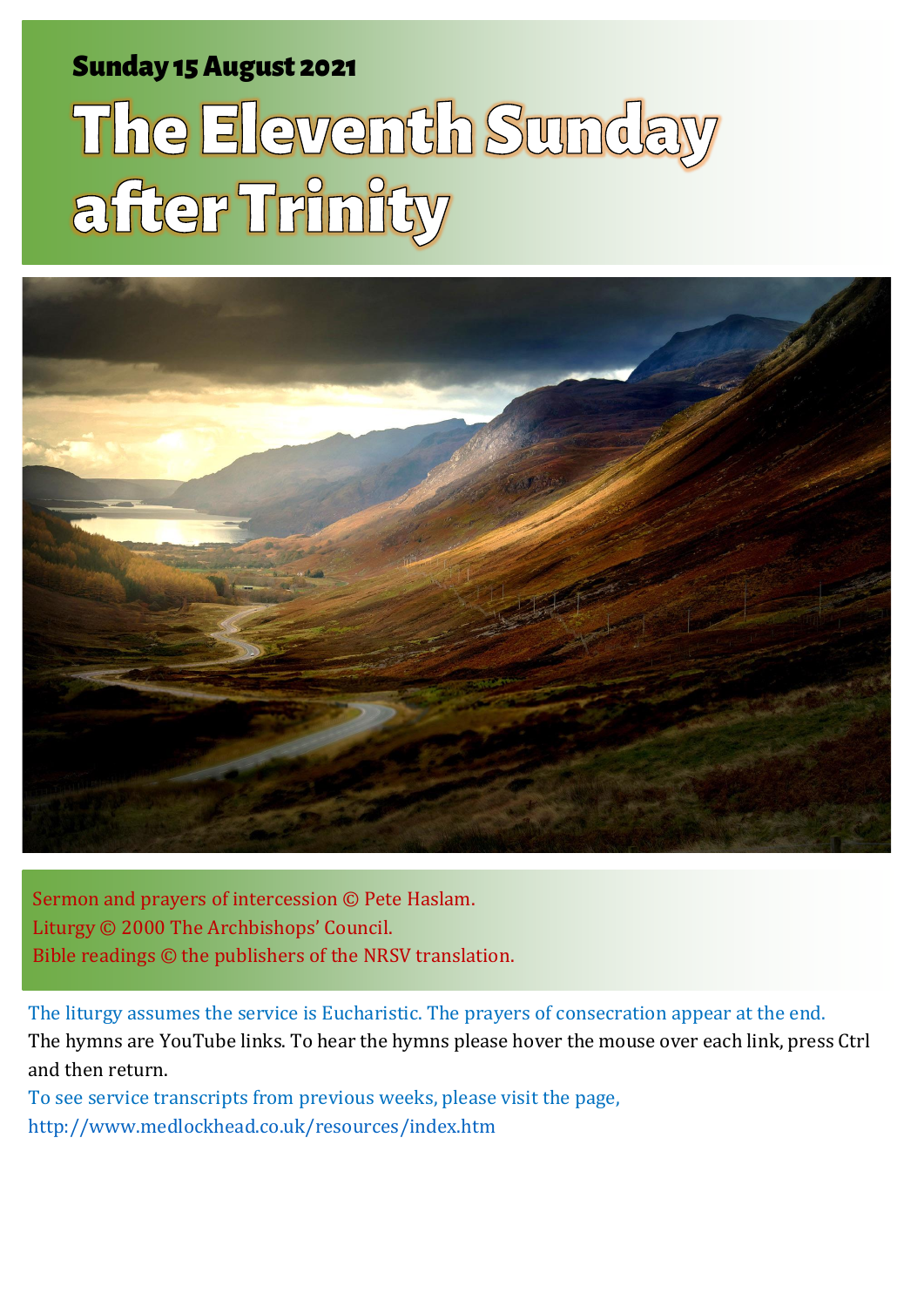**Sunday 15 August 2021**

# The Eleventh Sunday after Trinity

Sermon and prayers of intercession © Pete Haslam.
Liturgy © 2000 The Archbishops' Council.
Bible readings © the publishers of the NRSV translation.

The liturgy assumes the service is Eucharistic. The prayers of consecration appear at the end.
The hymns are YouTube links. To hear the hymns please hover the mouse over each link, press Ctrl and then return.
To see service transcripts from previous weeks, please visit the page,
http://www.medlockhead.co.uk/resources/index.htm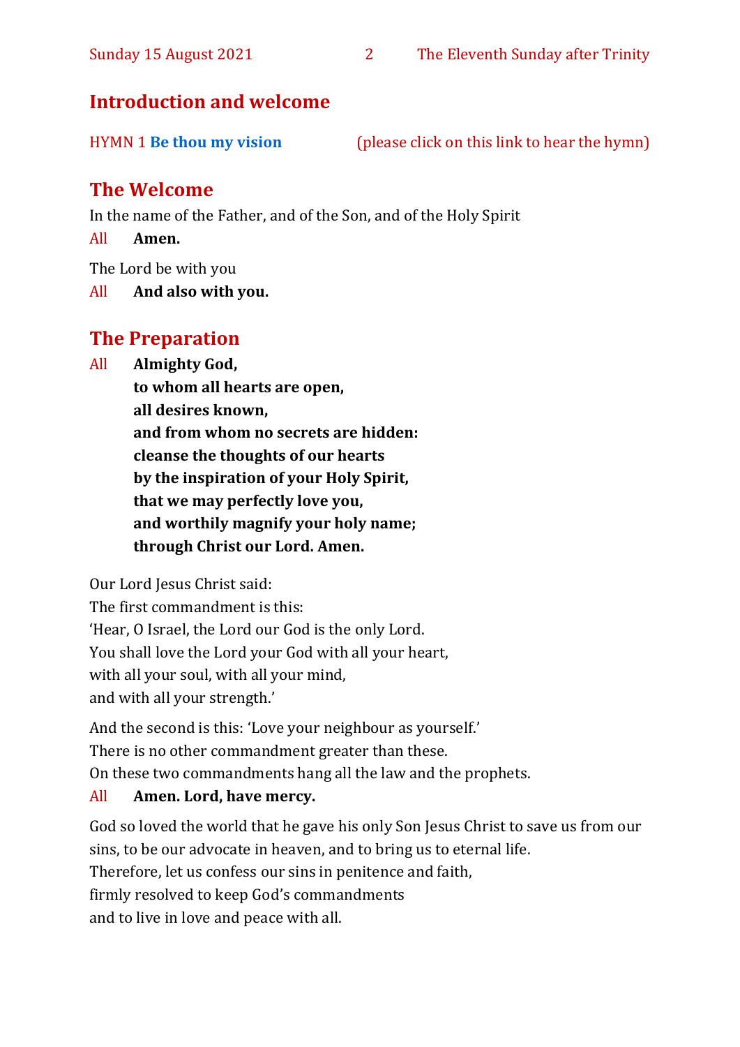## Introduction and welcome

HYMN 1 **Be thou my vision** (please click on this link to hear the hymn)

## The Welcome

In the name of the Father, and of the Son, and of the Holy Spirit

All **Amen.**

The Lord be with you

All **And also with you.**

## The Preparation

All **Almighty God,**
**to whom all hearts are open,**
**all desires known,**
**and from whom no secrets are hidden:**
**cleanse the thoughts of our hearts**
**by the inspiration of your Holy Spirit,**
**that we may perfectly love you,**
**and worthily magnify your holy name;**
**through Christ our Lord. Amen.**

Our Lord Jesus Christ said:
The first commandment is this:
'Hear, O Israel, the Lord our God is the only Lord.
You shall love the Lord your God with all your heart,
with all your soul, with all your mind,
and with all your strength.'

And the second is this: 'Love your neighbour as yourself.'
There is no other commandment greater than these.
On these two commandments hang all the law and the prophets.

All **Amen. Lord, have mercy.**

God so loved the world that he gave his only Son Jesus Christ to save us from our sins, to be our advocate in heaven, and to bring us to eternal life.
Therefore, let us confess our sins in penitence and faith,
firmly resolved to keep God's commandments
and to live in love and peace with all.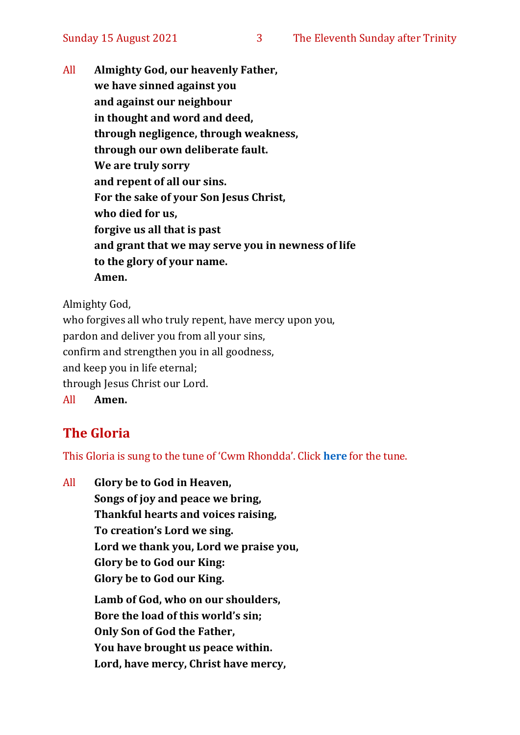All **Almighty God, our heavenly Father,**
**we have sinned against you**
**and against our neighbour**
**in thought and word and deed,**
**through negligence, through weakness,**
**through our own deliberate fault.**
**We are truly sorry**
**and repent of all our sins.**
**For the sake of your Son Jesus Christ,**
**who died for us,**
**forgive us all that is past**
**and grant that we may serve you in newness of life**
**to the glory of your name.**
**Amen.**

Almighty God,
who forgives all who truly repent, have mercy upon you,
pardon and deliver you from all your sins,
confirm and strengthen you in all goodness,
and keep you in life eternal;
through Jesus Christ our Lord.
All **Amen.**

## The Gloria

This Gloria is sung to the tune of 'Cwm Rhondda'. Click **here** for the tune.

All **Glory be to God in Heaven,**
**Songs of joy and peace we bring,**
**Thankful hearts and voices raising,**
**To creation's Lord we sing.**
**Lord we thank you, Lord we praise you,**
**Glory be to God our King:**
**Glory be to God our King.**

**Lamb of God, who on our shoulders,**
**Bore the load of this world's sin;**
**Only Son of God the Father,**
**You have brought us peace within.**
**Lord, have mercy, Christ have mercy,**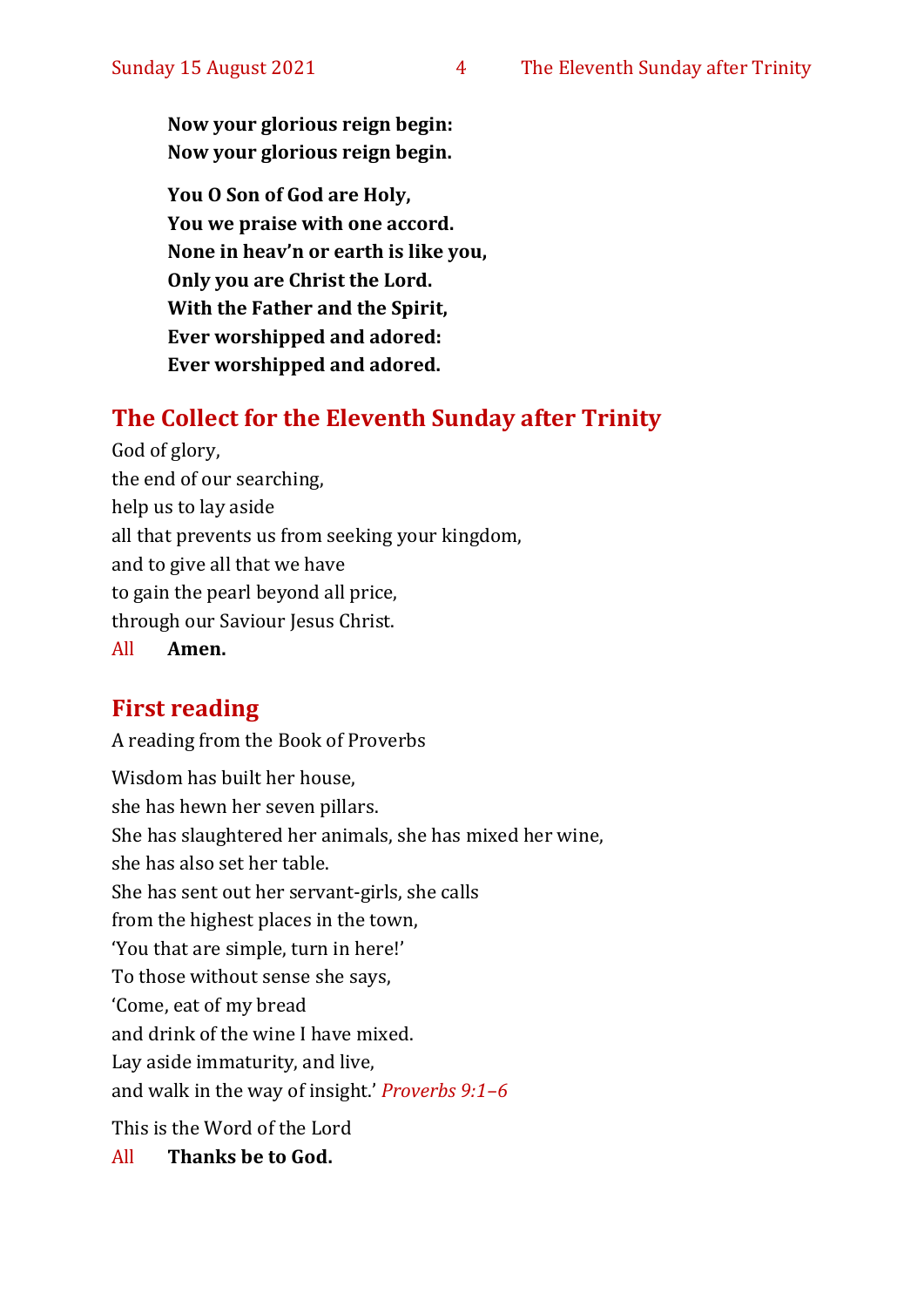**Now your glorious reign begin:**
**Now your glorious reign begin.**

**You O Son of God are Holy,**
**You we praise with one accord.**
**None in heav'n or earth is like you,**
**Only you are Christ the Lord.**
**With the Father and the Spirit,**
**Ever worshipped and adored:**
**Ever worshipped and adored.**

## The Collect for the Eleventh Sunday after Trinity

God of glory,
the end of our searching,
help us to lay aside
all that prevents us from seeking your kingdom,
and to give all that we have
to gain the pearl beyond all price,
through our Saviour Jesus Christ.

All **Amen.**

## First reading

A reading from the Book of Proverbs

Wisdom has built her house,
she has hewn her seven pillars.
She has slaughtered her animals, she has mixed her wine,
she has also set her table.
She has sent out her servant-girls, she calls
from the highest places in the town,
'You that are simple, turn in here!'
To those without sense she says,
'Come, eat of my bread
and drink of the wine I have mixed.
Lay aside immaturity, and live,
and walk in the way of insight.' *Proverbs 9:1–6*

This is the Word of the Lord

All **Thanks be to God.**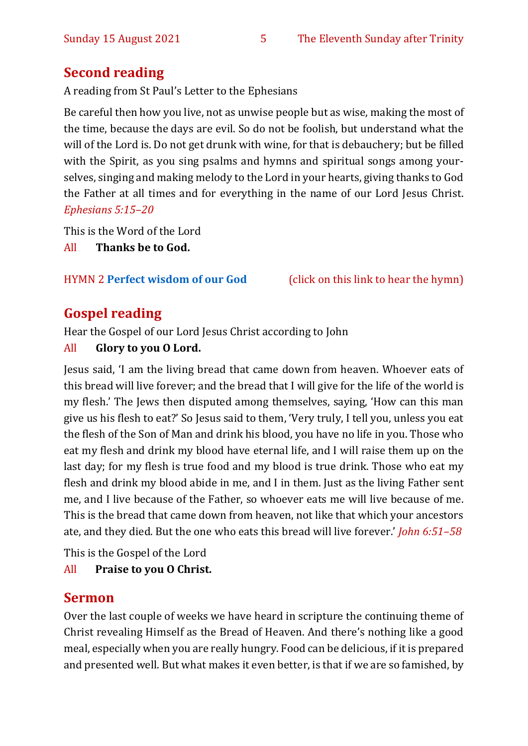## Second reading

A reading from St Paul's Letter to the Ephesians

Be careful then how you live, not as unwise people but as wise, making the most of the time, because the days are evil. So do not be foolish, but understand what the will of the Lord is. Do not get drunk with wine, for that is debauchery; but be filled with the Spirit, as you sing psalms and hymns and spiritual songs among yourselves, singing and making melody to the Lord in your hearts, giving thanks to God the Father at all times and for everything in the name of our Lord Jesus Christ. *Ephesians 5:15–20*

This is the Word of the Lord

All **Thanks be to God.**

HYMN 2 **Perfect wisdom of our God** (click on this link to hear the hymn)

## Gospel reading

Hear the Gospel of our Lord Jesus Christ according to John

All **Glory to you O Lord.**

Jesus said, 'I am the living bread that came down from heaven. Whoever eats of this bread will live forever; and the bread that I will give for the life of the world is my flesh.' The Jews then disputed among themselves, saying, 'How can this man give us his flesh to eat?' So Jesus said to them, 'Very truly, I tell you, unless you eat the flesh of the Son of Man and drink his blood, you have no life in you. Those who eat my flesh and drink my blood have eternal life, and I will raise them up on the last day; for my flesh is true food and my blood is true drink. Those who eat my flesh and drink my blood abide in me, and I in them. Just as the living Father sent me, and I live because of the Father, so whoever eats me will live because of me. This is the bread that came down from heaven, not like that which your ancestors ate, and they died. But the one who eats this bread will live forever.' *John 6:51–58*

This is the Gospel of the Lord

All **Praise to you O Christ.**

## Sermon

Over the last couple of weeks we have heard in scripture the continuing theme of Christ revealing Himself as the Bread of Heaven. And there's nothing like a good meal, especially when you are really hungry. Food can be delicious, if it is prepared and presented well. But what makes it even better, is that if we are so famished, by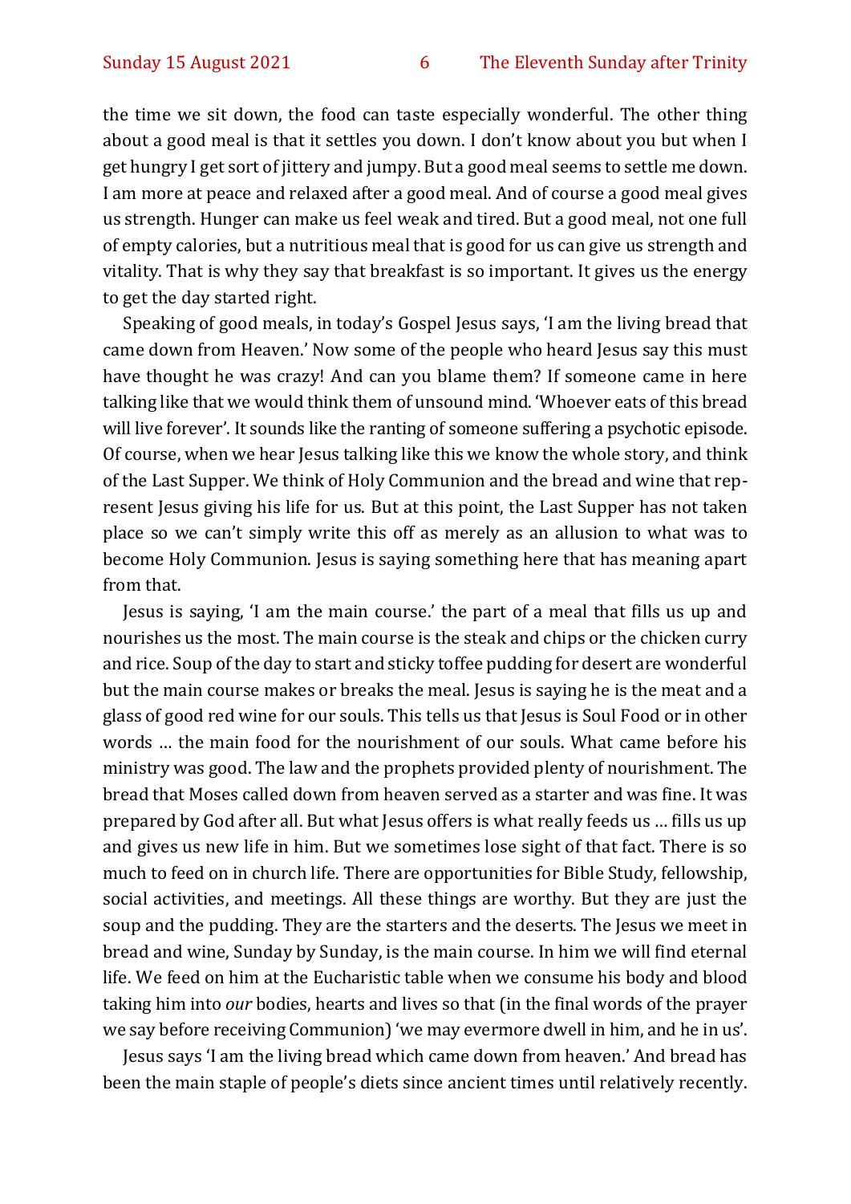the time we sit down, the food can taste especially wonderful. The other thing about a good meal is that it settles you down. I don't know about you but when I get hungry I get sort of jittery and jumpy. But a good meal seems to settle me down. I am more at peace and relaxed after a good meal. And of course a good meal gives us strength. Hunger can make us feel weak and tired. But a good meal, not one full of empty calories, but a nutritious meal that is good for us can give us strength and vitality. That is why they say that breakfast is so important. It gives us the energy to get the day started right.

Speaking of good meals, in today's Gospel Jesus says, 'I am the living bread that came down from Heaven.' Now some of the people who heard Jesus say this must have thought he was crazy! And can you blame them? If someone came in here talking like that we would think them of unsound mind. 'Whoever eats of this bread will live forever'. It sounds like the ranting of someone suffering a psychotic episode. Of course, when we hear Jesus talking like this we know the whole story, and think of the Last Supper. We think of Holy Communion and the bread and wine that represent Jesus giving his life for us. But at this point, the Last Supper has not taken place so we can't simply write this off as merely as an allusion to what was to become Holy Communion. Jesus is saying something here that has meaning apart from that.

Jesus is saying, 'I am the main course.' the part of a meal that fills us up and nourishes us the most. The main course is the steak and chips or the chicken curry and rice. Soup of the day to start and sticky toffee pudding for desert are wonderful but the main course makes or breaks the meal. Jesus is saying he is the meat and a glass of good red wine for our souls. This tells us that Jesus is Soul Food or in other words … the main food for the nourishment of our souls. What came before his ministry was good. The law and the prophets provided plenty of nourishment. The bread that Moses called down from heaven served as a starter and was fine. It was prepared by God after all. But what Jesus offers is what really feeds us … fills us up and gives us new life in him. But we sometimes lose sight of that fact. There is so much to feed on in church life. There are opportunities for Bible Study, fellowship, social activities, and meetings. All these things are worthy. But they are just the soup and the pudding. They are the starters and the deserts. The Jesus we meet in bread and wine, Sunday by Sunday, is the main course. In him we will find eternal life. We feed on him at the Eucharistic table when we consume his body and blood taking him into *our* bodies, hearts and lives so that (in the final words of the prayer we say before receiving Communion) 'we may evermore dwell in him, and he in us'.

Jesus says 'I am the living bread which came down from heaven.' And bread has been the main staple of people's diets since ancient times until relatively recently.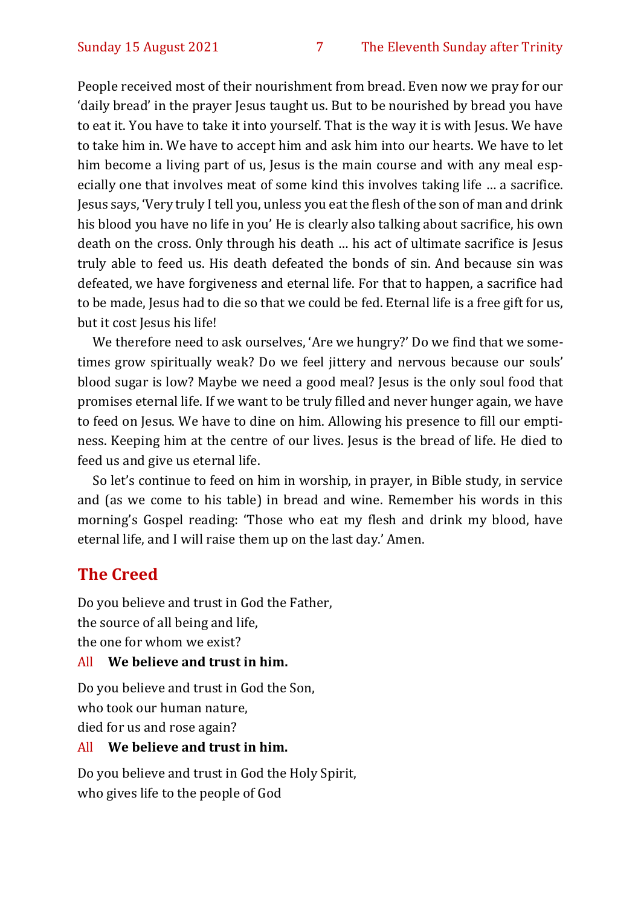People received most of their nourishment from bread. Even now we pray for our 'daily bread' in the prayer Jesus taught us. But to be nourished by bread you have to eat it. You have to take it into yourself. That is the way it is with Jesus. We have to take him in. We have to accept him and ask him into our hearts. We have to let him become a living part of us, Jesus is the main course and with any meal especially one that involves meat of some kind this involves taking life … a sacrifice. Jesus says, 'Very truly I tell you, unless you eat the flesh of the son of man and drink his blood you have no life in you' He is clearly also talking about sacrifice, his own death on the cross. Only through his death … his act of ultimate sacrifice is Jesus truly able to feed us. His death defeated the bonds of sin. And because sin was defeated, we have forgiveness and eternal life. For that to happen, a sacrifice had to be made, Jesus had to die so that we could be fed. Eternal life is a free gift for us, but it cost Jesus his life!

We therefore need to ask ourselves, 'Are we hungry?' Do we find that we sometimes grow spiritually weak? Do we feel jittery and nervous because our souls' blood sugar is low? Maybe we need a good meal? Jesus is the only soul food that promises eternal life. If we want to be truly filled and never hunger again, we have to feed on Jesus. We have to dine on him. Allowing his presence to fill our emptiness. Keeping him at the centre of our lives. Jesus is the bread of life. He died to feed us and give us eternal life.

So let's continue to feed on him in worship, in prayer, in Bible study, in service and (as we come to his table) in bread and wine. Remember his words in this morning's Gospel reading: 'Those who eat my flesh and drink my blood, have eternal life, and I will raise them up on the last day.' Amen.

## The Creed

Do you believe and trust in God the Father,
the source of all being and life,
the one for whom we exist?

All **We believe and trust in him.**

Do you believe and trust in God the Son,
who took our human nature,
died for us and rose again?

All **We believe and trust in him.**

Do you believe and trust in God the Holy Spirit,
who gives life to the people of God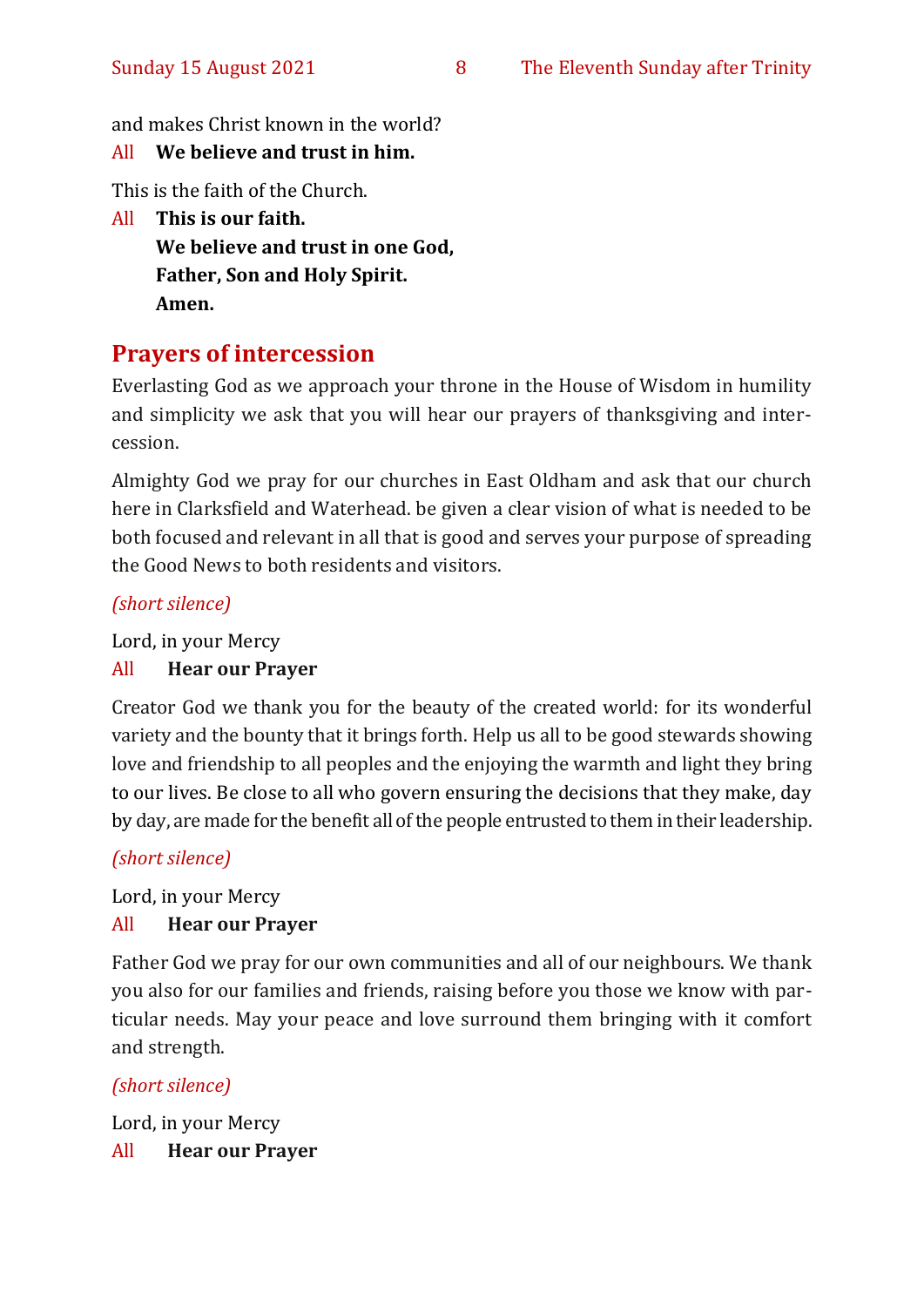and makes Christ known in the world?

All **We believe and trust in him.**

This is the faith of the Church.

All **This is our faith.**
**We believe and trust in one God,**
**Father, Son and Holy Spirit.**
**Amen.**

## Prayers of intercession

Everlasting God as we approach your throne in the House of Wisdom in humility and simplicity we ask that you will hear our prayers of thanksgiving and intercession.

Almighty God we pray for our churches in East Oldham and ask that our church here in Clarksfield and Waterhead. be given a clear vision of what is needed to be both focused and relevant in all that is good and serves your purpose of spreading the Good News to both residents and visitors.

*(short silence)*

Lord, in your Mercy

All **Hear our Prayer**

Creator God we thank you for the beauty of the created world: for its wonderful variety and the bounty that it brings forth. Help us all to be good stewards showing love and friendship to all peoples and the enjoying the warmth and light they bring to our lives. Be close to all who govern ensuring the decisions that they make, day by day, are made for the benefit all of the people entrusted to them in their leadership.

*(short silence)*

Lord, in your Mercy

All **Hear our Prayer**

Father God we pray for our own communities and all of our neighbours. We thank you also for our families and friends, raising before you those we know with particular needs. May your peace and love surround them bringing with it comfort and strength.

*(short silence)*

Lord, in your Mercy

All **Hear our Prayer**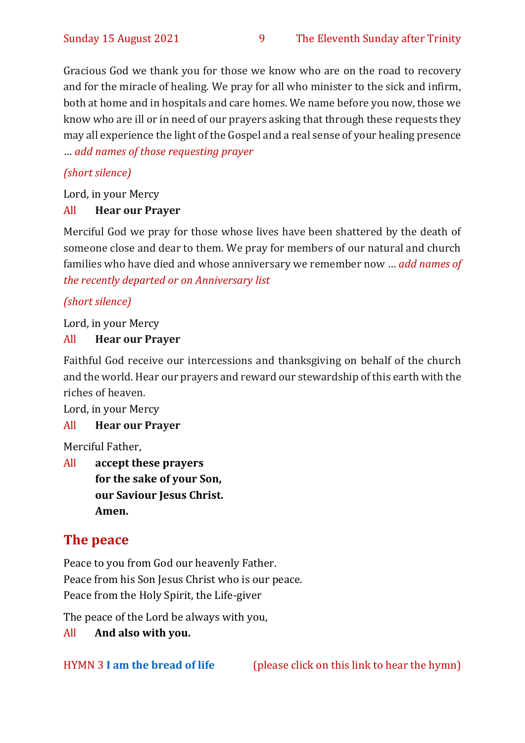Gracious God we thank you for those we know who are on the road to recovery and for the miracle of healing. We pray for all who minister to the sick and infirm, both at home and in hospitals and care homes. We name before you now, those we know who are ill or in need of our prayers asking that through these requests they may all experience the light of the Gospel and a real sense of your healing presence … *add names of those requesting prayer*

*(short silence)*

Lord, in your Mercy

All **Hear our Prayer**

Merciful God we pray for those whose lives have been shattered by the death of someone close and dear to them. We pray for members of our natural and church families who have died and whose anniversary we remember now … *add names of the recently departed or on Anniversary list*

*(short silence)*

Lord, in your Mercy

All **Hear our Prayer**

Faithful God receive our intercessions and thanksgiving on behalf of the church and the world. Hear our prayers and reward our stewardship of this earth with the riches of heaven.

Lord, in your Mercy

All **Hear our Prayer**

Merciful Father,

All **accept these prayers**
**for the sake of your Son,**
**our Saviour Jesus Christ.**
**Amen.**

## The peace

Peace to you from God our heavenly Father.
Peace from his Son Jesus Christ who is our peace.
Peace from the Holy Spirit, the Life-giver

The peace of the Lord be always with you,

All **And also with you.**

HYMN 3 **I am the bread of life** (please click on this link to hear the hymn)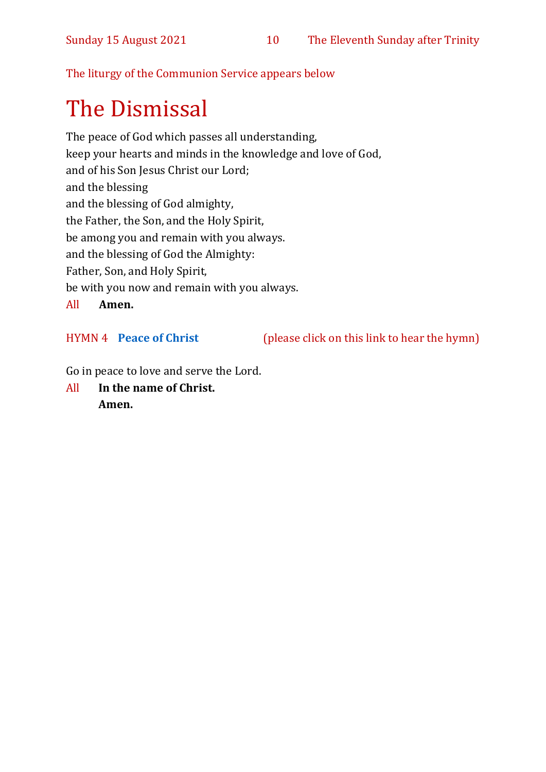The liturgy of the Communion Service appears below

# The Dismissal

The peace of God which passes all understanding,
keep your hearts and minds in the knowledge and love of God,
and of his Son Jesus Christ our Lord;
and the blessing
and the blessing of God almighty,
the Father, the Son, and the Holy Spirit,
be among you and remain with you always.
and the blessing of God the Almighty:
Father, Son, and Holy Spirit,
be with you now and remain with you always.

All **Amen.**

HYMN 4 **Peace of Christ** (please click on this link to hear the hymn)

Go in peace to love and serve the Lord.

All **In the name of Christ.**
**Amen.**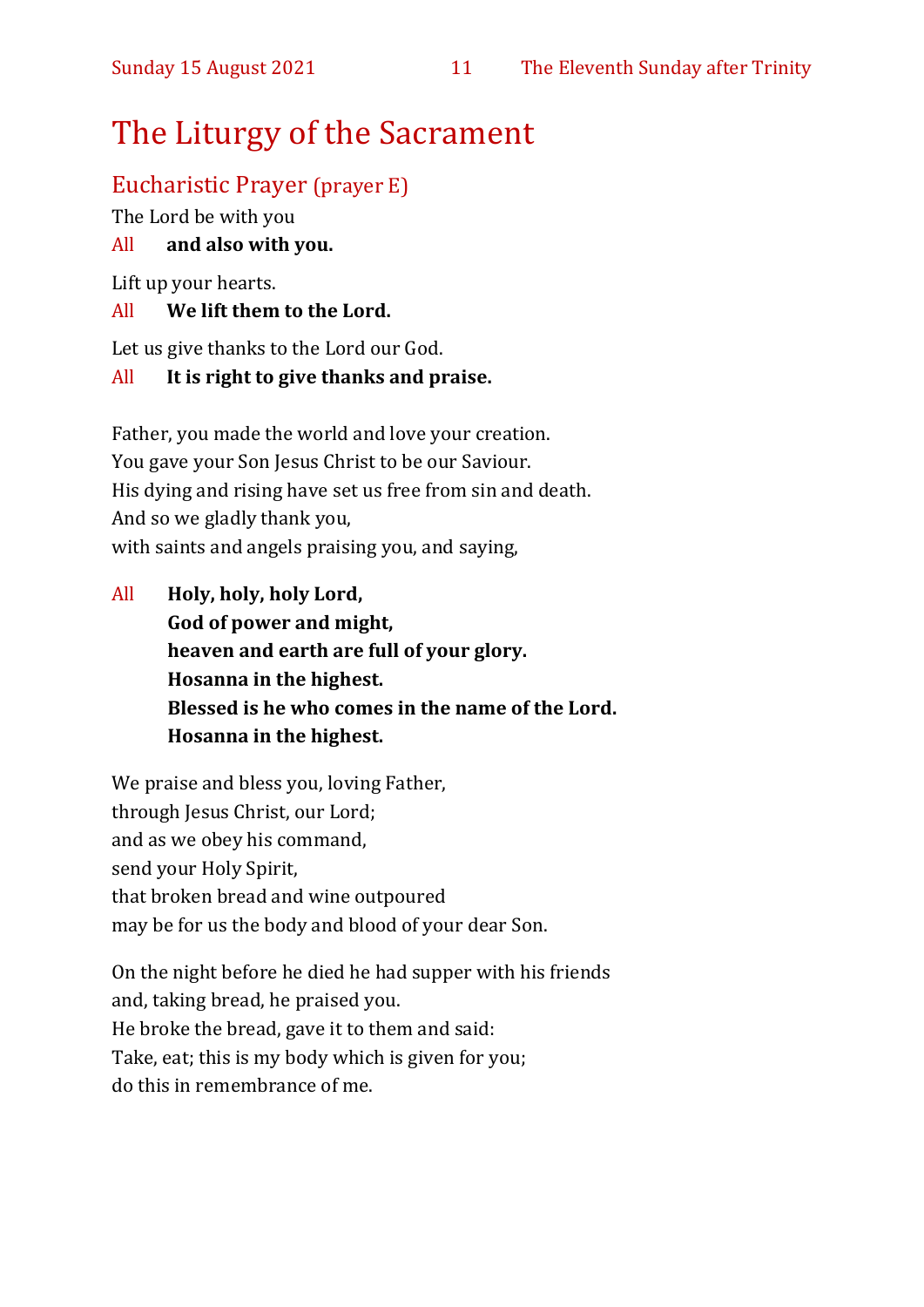# The Liturgy of the Sacrament

## Eucharistic Prayer (prayer E)

The Lord be with you

All **and also with you.**

Lift up your hearts.

All **We lift them to the Lord.**

Let us give thanks to the Lord our God.

All **It is right to give thanks and praise.**

Father, you made the world and love your creation.
You gave your Son Jesus Christ to be our Saviour.
His dying and rising have set us free from sin and death.
And so we gladly thank you,
with saints and angels praising you, and saying,

All **Holy, holy, holy Lord,**
**God of power and might,**
**heaven and earth are full of your glory.**
**Hosanna in the highest.**
**Blessed is he who comes in the name of the Lord.**
**Hosanna in the highest.**

We praise and bless you, loving Father,
through Jesus Christ, our Lord;
and as we obey his command,
send your Holy Spirit,
that broken bread and wine outpoured
may be for us the body and blood of your dear Son.

On the night before he died he had supper with his friends
and, taking bread, he praised you.
He broke the bread, gave it to them and said:
Take, eat; this is my body which is given for you;
do this in remembrance of me.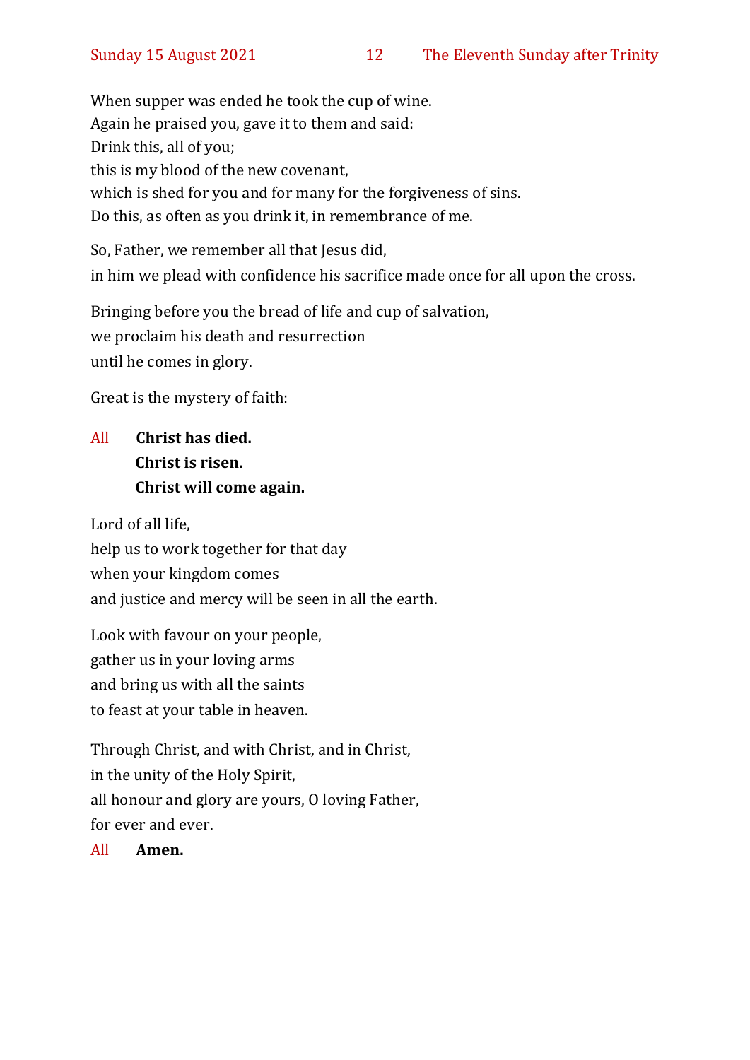When supper was ended he took the cup of wine.
Again he praised you, gave it to them and said:
Drink this, all of you;
this is my blood of the new covenant,
which is shed for you and for many for the forgiveness of sins.
Do this, as often as you drink it, in remembrance of me.

So, Father, we remember all that Jesus did,
in him we plead with confidence his sacrifice made once for all upon the cross.

Bringing before you the bread of life and cup of salvation,
we proclaim his death and resurrection
until he comes in glory.

Great is the mystery of faith:

All **Christ has died.**
**Christ is risen.**
**Christ will come again.**

Lord of all life,
help us to work together for that day
when your kingdom comes
and justice and mercy will be seen in all the earth.

Look with favour on your people,
gather us in your loving arms
and bring us with all the saints
to feast at your table in heaven.

Through Christ, and with Christ, and in Christ,
in the unity of the Holy Spirit,
all honour and glory are yours, O loving Father,
for ever and ever.

All **Amen.**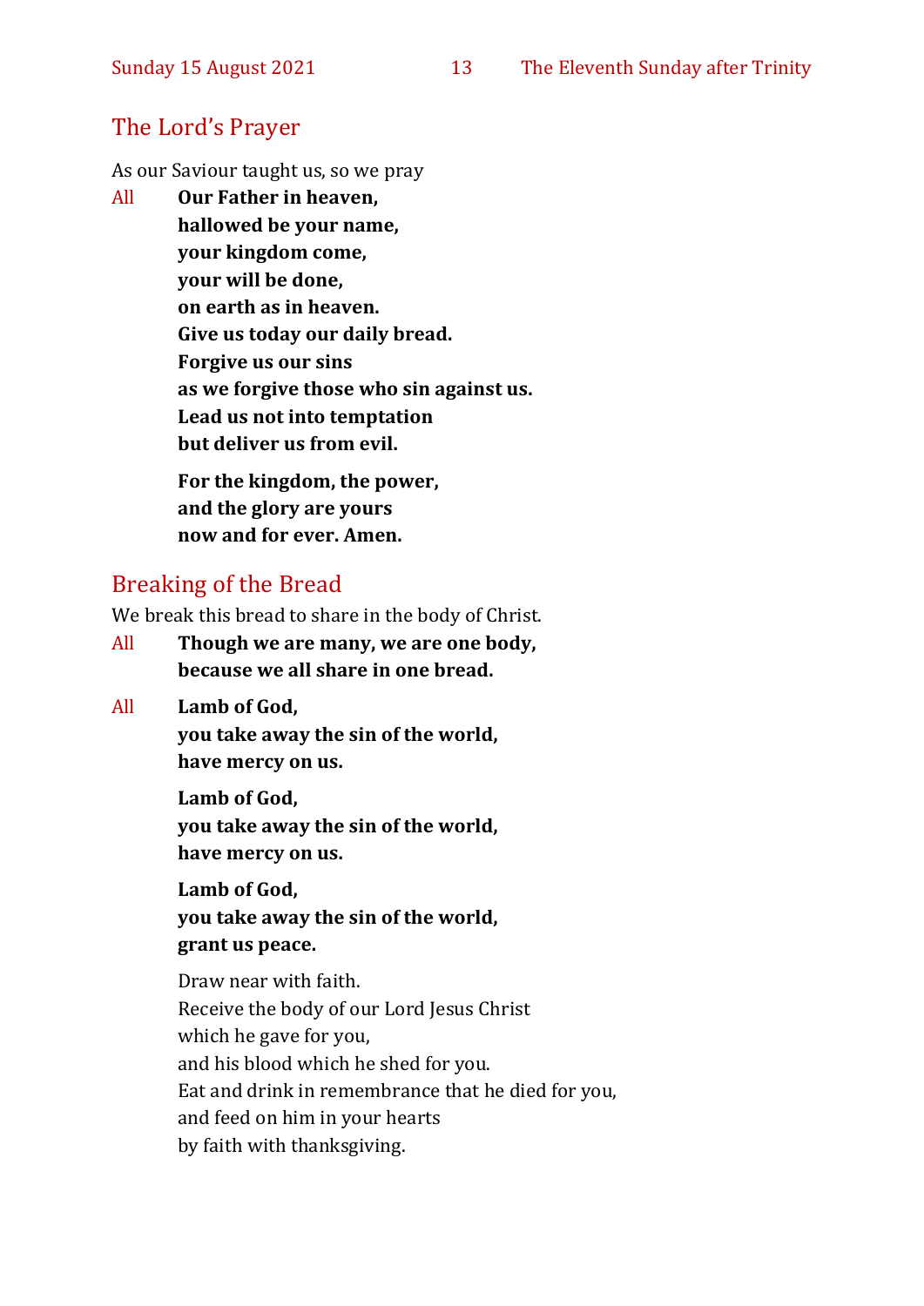## The Lord's Prayer

As our Saviour taught us, so we pray

All **Our Father in heaven,**
**hallowed be your name,**
**your kingdom come,**
**your will be done,**
**on earth as in heaven.**
**Give us today our daily bread.**
**Forgive us our sins**
**as we forgive those who sin against us.**
**Lead us not into temptation**
**but deliver us from evil.**

**For the kingdom, the power,**
**and the glory are yours**
**now and for ever. Amen.**

## Breaking of the Bread

We break this bread to share in the body of Christ.

All **Though we are many, we are one body,**
**because we all share in one bread.**

All **Lamb of God,**
**you take away the sin of the world,**
**have mercy on us.**

**Lamb of God,**
**you take away the sin of the world,**
**have mercy on us.**

**Lamb of God,**
**you take away the sin of the world,**
**grant us peace.**

Draw near with faith.
Receive the body of our Lord Jesus Christ
which he gave for you,
and his blood which he shed for you.
Eat and drink in remembrance that he died for you,
and feed on him in your hearts
by faith with thanksgiving.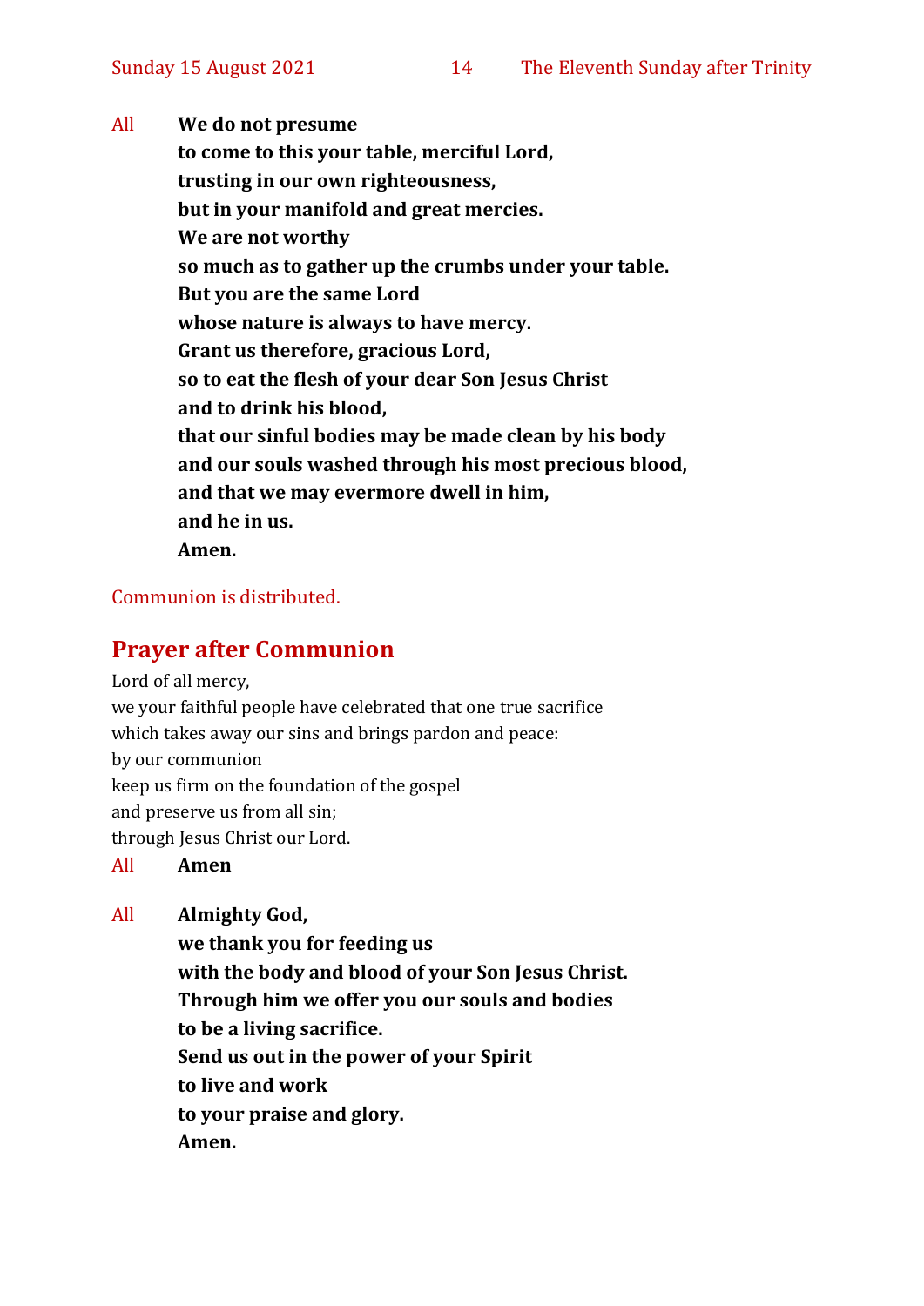All **We do not presume**
**to come to this your table, merciful Lord,**
**trusting in our own righteousness,**
**but in your manifold and great mercies.**
**We are not worthy**
**so much as to gather up the crumbs under your table.**
**But you are the same Lord**
**whose nature is always to have mercy.**
**Grant us therefore, gracious Lord,**
**so to eat the flesh of your dear Son Jesus Christ**
**and to drink his blood,**
**that our sinful bodies may be made clean by his body**
**and our souls washed through his most precious blood,**
**and that we may evermore dwell in him,**
**and he in us.**
**Amen.**

Communion is distributed.

## Prayer after Communion

Lord of all mercy,
we your faithful people have celebrated that one true sacrifice
which takes away our sins and brings pardon and peace:
by our communion
keep us firm on the foundation of the gospel
and preserve us from all sin;
through Jesus Christ our Lord.

All **Amen**

All **Almighty God,**
**we thank you for feeding us**
**with the body and blood of your Son Jesus Christ.**
**Through him we offer you our souls and bodies**
**to be a living sacrifice.**
**Send us out in the power of your Spirit**
**to live and work**
**to your praise and glory.**
**Amen.**